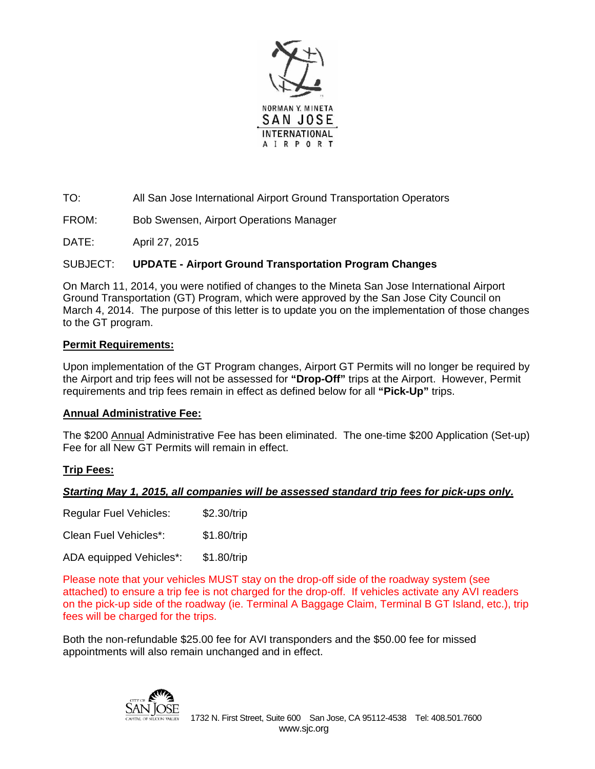NORMAN Y. MINETA
SAN JOSE
INTERNATIONAL
AIRPORT

TO: All San Jose International Airport Ground Transportation Operators

FROM: Bob Swensen, Airport Operations Manager

DATE: April 27, 2015

SUBJECT: **UPDATE - Airport Ground Transportation Program Changes**

On March 11, 2014, you were notified of changes to the Mineta San Jose International Airport Ground Transportation (GT) Program, which were approved by the San Jose City Council on March 4, 2014. The purpose of this letter is to update you on the implementation of those changes to the GT program.

## **Permit Requirements:**

Upon implementation of the GT Program changes, Airport GT Permits will no longer be required by the Airport and trip fees will not be assessed for **"Drop-Off"** trips at the Airport. However, Permit requirements and trip fees remain in effect as defined below for all **"Pick-Up"** trips.

## **Annual Administrative Fee:**

The $200 Annual Administrative Fee has been eliminated. The one-time $200 Application (Set-up) Fee for all New GT Permits will remain in effect.

## **Trip Fees:**

***Starting May 1, 2015, all companies will be assessed standard trip fees for pick-ups only.***

Regular Fuel Vehicles: $2.30/trip

Clean Fuel Vehicles*: $1.80/trip

ADA equipped Vehicles*: $1.80/trip

Please note that your vehicles MUST stay on the drop-off side of the roadway system (see attached) to ensure a trip fee is not charged for the drop-off. If vehicles activate any AVI readers on the pick-up side of the roadway (ie. Terminal A Baggage Claim, Terminal B GT Island, etc.), trip fees will be charged for the trips.

Both the non-refundable $25.00 fee for AVI transponders and the $50.00 fee for missed appointments will also remain unchanged and in effect.

CITY OF SAN JOSE CAPITAL OF SILICON VALLEY 1732 N. First Street, Suite 600 San Jose, CA 95112-4538 Tel: 408.501.7600
www.sjc.org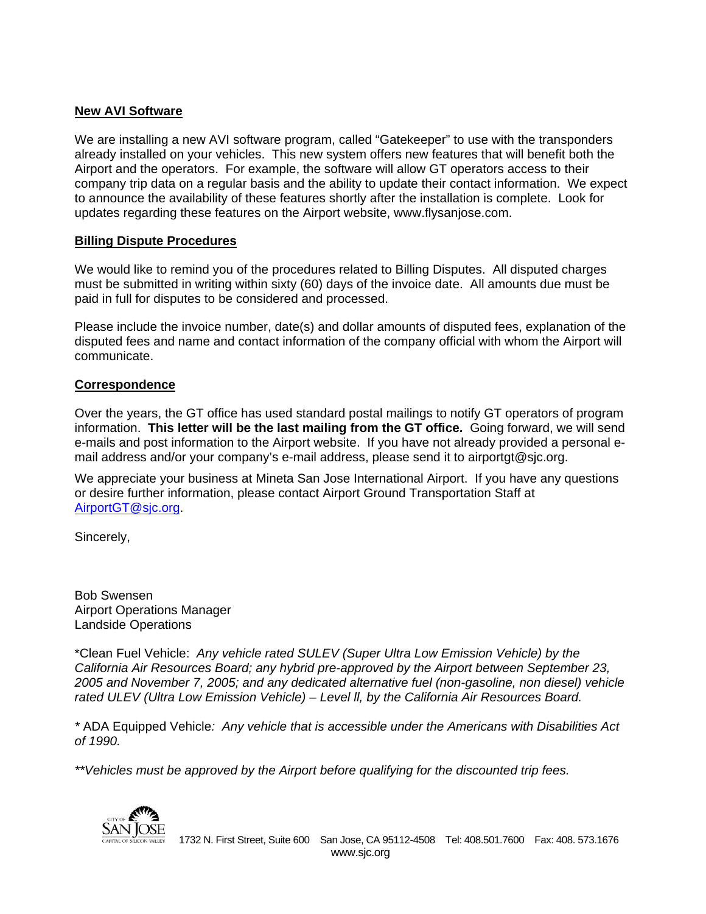## New AVI Software

We are installing a new AVI software program, called "Gatekeeper" to use with the transponders already installed on your vehicles. This new system offers new features that will benefit both the Airport and the operators. For example, the software will allow GT operators access to their company trip data on a regular basis and the ability to update their contact information. We expect to announce the availability of these features shortly after the installation is complete. Look for updates regarding these features on the Airport website, www.flysanjose.com.

## Billing Dispute Procedures

We would like to remind you of the procedures related to Billing Disputes. All disputed charges must be submitted in writing within sixty (60) days of the invoice date. All amounts due must be paid in full for disputes to be considered and processed.

Please include the invoice number, date(s) and dollar amounts of disputed fees, explanation of the disputed fees and name and contact information of the company official with whom the Airport will communicate.

## Correspondence

Over the years, the GT office has used standard postal mailings to notify GT operators of program information. **This letter will be the last mailing from the GT office.** Going forward, we will send e-mails and post information to the Airport website. If you have not already provided a personal e-mail address and/or your company's e-mail address, please send it to airportgt@sjc.org.

We appreciate your business at Mineta San Jose International Airport. If you have any questions or desire further information, please contact Airport Ground Transportation Staff at AirportGT@sjc.org.

Sincerely,

Bob Swensen
Airport Operations Manager
Landside Operations

*Clean Fuel Vehicle: *Any vehicle rated SULEV (Super Ultra Low Emission Vehicle) by the California Air Resources Board; any hybrid pre-approved by the Airport between September 23, 2005 and November 7, 2005; and any dedicated alternative fuel (non-gasoline, non diesel) vehicle rated ULEV (Ultra Low Emission Vehicle) – Level ll, by the California Air Resources Board.*

* ADA Equipped Vehicle*: Any vehicle that is accessible under the Americans with Disabilities Act of 1990.*

***Vehicles must be approved by the Airport before qualifying for the discounted trip fees.*

1732 N. First Street, Suite 600 San Jose, CA 95112-4508 Tel: 408.501.7600 Fax: 408. 573.1676
www.sjc.org